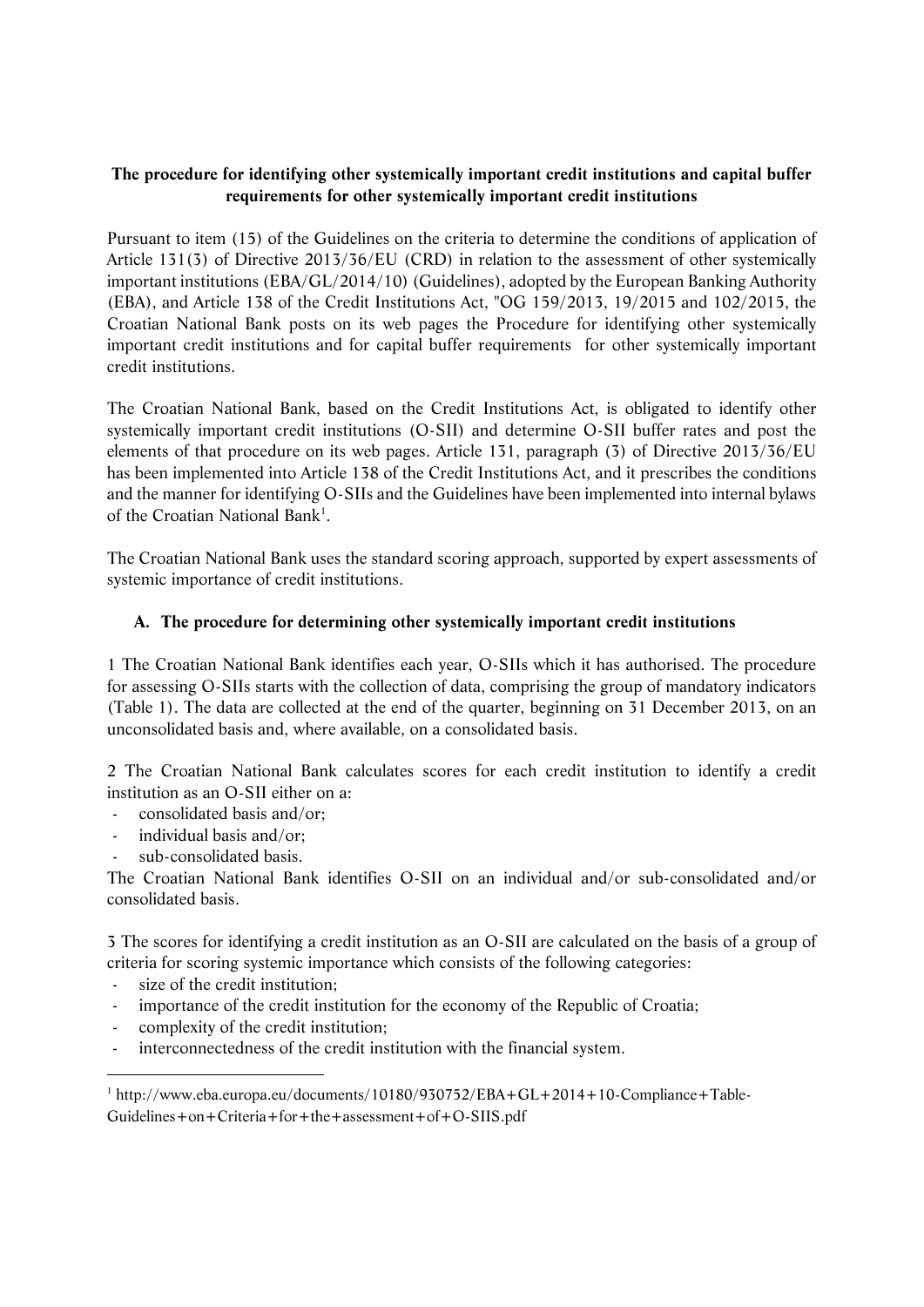**The procedure for identifying other systemically important credit institutions and capital buffer requirements for other systemically important credit institutions**

Pursuant to item (15) of the Guidelines on the criteria to determine the conditions of application of Article 131(3) of Directive 2013/36/EU (CRD) in relation to the assessment of other systemically important institutions (EBA/GL/2014/10) (Guidelines), adopted by the European Banking Authority (EBA), and Article 138 of the Credit Institutions Act, "OG 159/2013, 19/2015 and 102/2015, the Croatian National Bank posts on its web pages the Procedure for identifying other systemically important credit institutions and for capital buffer requirements for other systemically important credit institutions.

The Croatian National Bank, based on the Credit Institutions Act, is obligated to identify other systemically important credit institutions (O-SII) and determine O-SII buffer rates and post the elements of that procedure on its web pages. Article 131, paragraph (3) of Directive 2013/36/EU has been implemented into Article 138 of the Credit Institutions Act, and it prescribes the conditions and the manner for identifying O-SIIs and the Guidelines have been implemented into internal bylaws of the Croatian National Bank[1].

The Croatian National Bank uses the standard scoring approach, supported by expert assessments of systemic importance of credit institutions.

## A. The procedure for determining other systemically important credit institutions

1 The Croatian National Bank identifies each year, O-SIIs which it has authorised. The procedure for assessing O-SIIs starts with the collection of data, comprising the group of mandatory indicators (Table 1). The data are collected at the end of the quarter, beginning on 31 December 2013, on an unconsolidated basis and, where available, on a consolidated basis.

2 The Croatian National Bank calculates scores for each credit institution to identify a credit institution as an O-SII either on a:

- consolidated basis and/or;
- individual basis and/or;
- sub-consolidated basis.

The Croatian National Bank identifies O-SII on an individual and/or sub-consolidated and/or consolidated basis.

3 The scores for identifying a credit institution as an O-SII are calculated on the basis of a group of criteria for scoring systemic importance which consists of the following categories:

- size of the credit institution;
- importance of the credit institution for the economy of the Republic of Croatia;
- complexity of the credit institution;
- interconnectedness of the credit institution with the financial system.

[1] http://www.eba.europa.eu/documents/10180/930752/EBA+GL+2014+10-Compliance+Table-Guidelines+on+Criteria+for+the+assessment+of+O-SIIS.pdf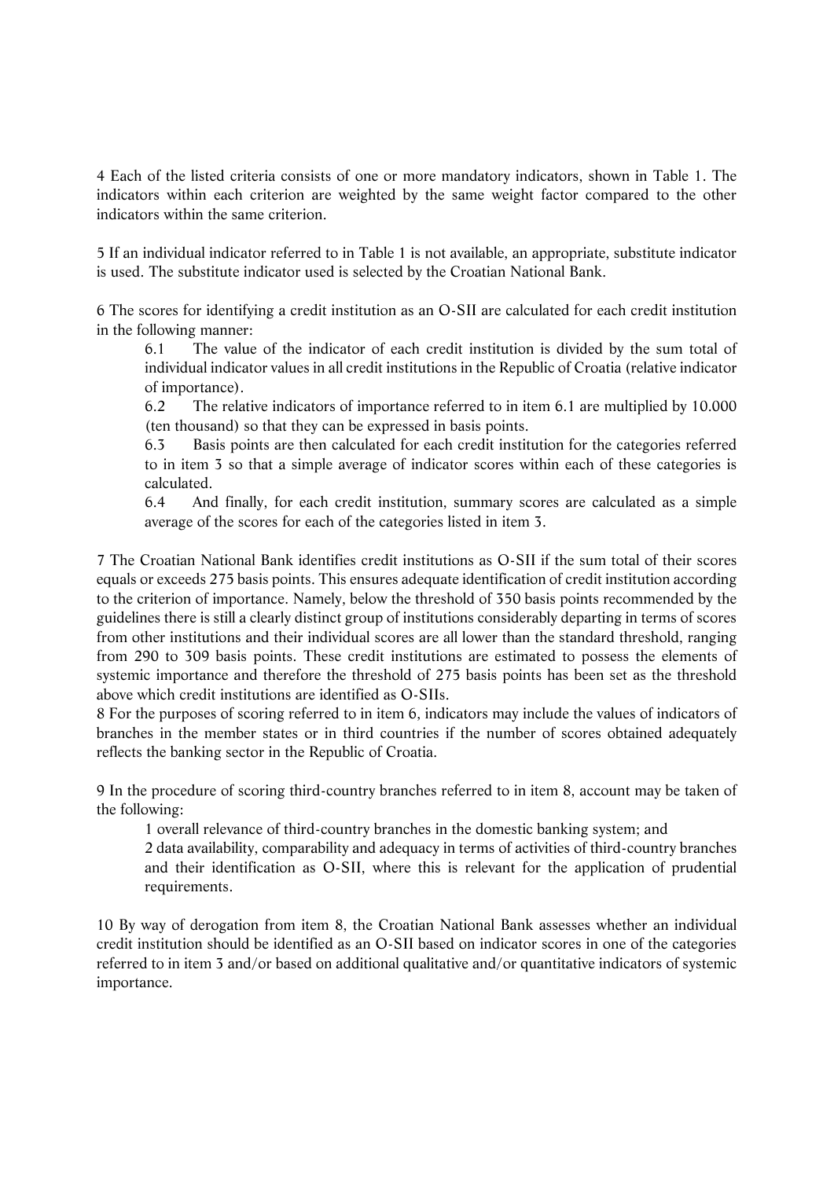4 Each of the listed criteria consists of one or more mandatory indicators, shown in Table 1. The indicators within each criterion are weighted by the same weight factor compared to the other indicators within the same criterion.

5 If an individual indicator referred to in Table 1 is not available, an appropriate, substitute indicator is used. The substitute indicator used is selected by the Croatian National Bank.

6 The scores for identifying a credit institution as an O-SII are calculated for each credit institution in the following manner:

> 6.1 The value of the indicator of each credit institution is divided by the sum total of individual indicator values in all credit institutions in the Republic of Croatia (relative indicator of importance).
>
> 6.2 The relative indicators of importance referred to in item 6.1 are multiplied by 10.000 (ten thousand) so that they can be expressed in basis points.
>
> 6.3 Basis points are then calculated for each credit institution for the categories referred to in item 3 so that a simple average of indicator scores within each of these categories is calculated.
>
> 6.4 And finally, for each credit institution, summary scores are calculated as a simple average of the scores for each of the categories listed in item 3.

7 The Croatian National Bank identifies credit institutions as O-SII if the sum total of their scores equals or exceeds 275 basis points. This ensures adequate identification of credit institution according to the criterion of importance. Namely, below the threshold of 350 basis points recommended by the guidelines there is still a clearly distinct group of institutions considerably departing in terms of scores from other institutions and their individual scores are all lower than the standard threshold, ranging from 290 to 309 basis points. These credit institutions are estimated to possess the elements of systemic importance and therefore the threshold of 275 basis points has been set as the threshold above which credit institutions are identified as O-SIIs.

8 For the purposes of scoring referred to in item 6, indicators may include the values of indicators of branches in the member states or in third countries if the number of scores obtained adequately reflects the banking sector in the Republic of Croatia.

9 In the procedure of scoring third-country branches referred to in item 8, account may be taken of the following:

> 1 overall relevance of third-country branches in the domestic banking system; and
>
> 2 data availability, comparability and adequacy in terms of activities of third-country branches and their identification as O-SII, where this is relevant for the application of prudential requirements.

10 By way of derogation from item 8, the Croatian National Bank assesses whether an individual credit institution should be identified as an O-SII based on indicator scores in one of the categories referred to in item 3 and/or based on additional qualitative and/or quantitative indicators of systemic importance.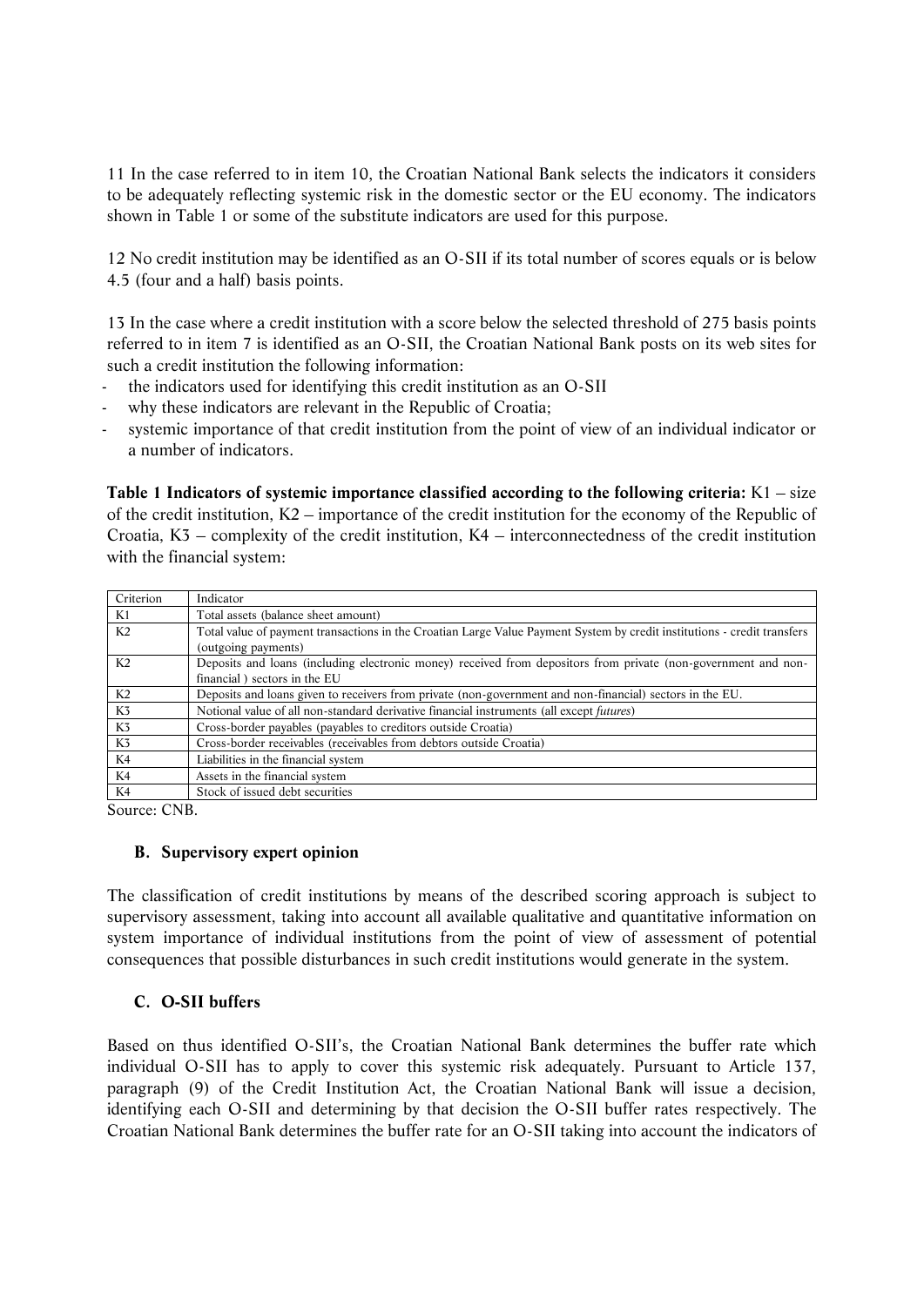11 In the case referred to in item 10, the Croatian National Bank selects the indicators it considers to be adequately reflecting systemic risk in the domestic sector or the EU economy. The indicators shown in Table 1 or some of the substitute indicators are used for this purpose.

12 No credit institution may be identified as an O-SII if its total number of scores equals or is below 4.5 (four and a half) basis points.

13 In the case where a credit institution with a score below the selected threshold of 275 basis points referred to in item 7 is identified as an O-SII, the Croatian National Bank posts on its web sites for such a credit institution the following information:

- the indicators used for identifying this credit institution as an O-SII
- why these indicators are relevant in the Republic of Croatia;
- systemic importance of that credit institution from the point of view of an individual indicator or a number of indicators.

**Table 1 Indicators of systemic importance classified according to the following criteria:** K1 – size of the credit institution, K2 – importance of the credit institution for the economy of the Republic of Croatia, K3 – complexity of the credit institution, K4 – interconnectedness of the credit institution with the financial system:

| Criterion | Indicator |
|---|---|
| K1 | Total assets (balance sheet amount) |
| K2 | Total value of payment transactions in the Croatian Large Value Payment System by credit institutions - credit transfers (outgoing payments) |
| K2 | Deposits and loans (including electronic money) received from depositors from private (non-government and non-financial ) sectors in the EU |
| K2 | Deposits and loans given to receivers from private (non-government and non-financial) sectors in the EU. |
| K3 | Notional value of all non-standard derivative financial instruments (all except *futures*) |
| K3 | Cross-border payables (payables to creditors outside Croatia) |
| K3 | Cross-border receivables (receivables from debtors outside Croatia) |
| K4 | Liabilities in the financial system |
| K4 | Assets in the financial system |
| K4 | Stock of issued debt securities |

Source: CNB.

### B. Supervisory expert opinion

The classification of credit institutions by means of the described scoring approach is subject to supervisory assessment, taking into account all available qualitative and quantitative information on system importance of individual institutions from the point of view of assessment of potential consequences that possible disturbances in such credit institutions would generate in the system.

### C. O-SII buffers

Based on thus identified O-SII's, the Croatian National Bank determines the buffer rate which individual O-SII has to apply to cover this systemic risk adequately. Pursuant to Article 137, paragraph (9) of the Credit Institution Act, the Croatian National Bank will issue a decision, identifying each O-SII and determining by that decision the O-SII buffer rates respectively. The Croatian National Bank determines the buffer rate for an O-SII taking into account the indicators of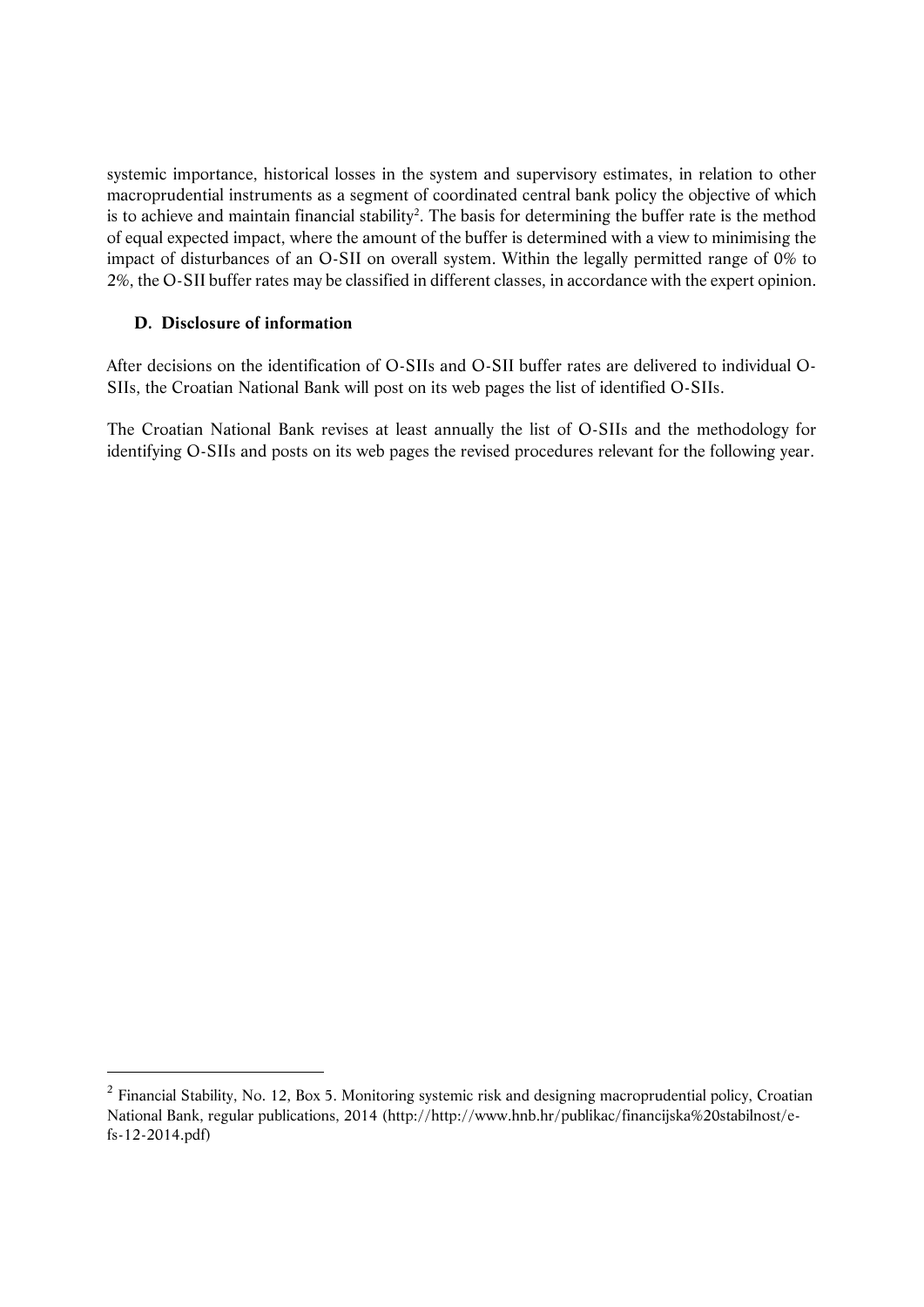systemic importance, historical losses in the system and supervisory estimates, in relation to other macroprudential instruments as a segment of coordinated central bank policy the objective of which is to achieve and maintain financial stability[2]. The basis for determining the buffer rate is the method of equal expected impact, where the amount of the buffer is determined with a view to minimising the impact of disturbances of an O-SII on overall system. Within the legally permitted range of 0% to 2%, the O-SII buffer rates may be classified in different classes, in accordance with the expert opinion.

### D. Disclosure of information

After decisions on the identification of O-SIIs and O-SII buffer rates are delivered to individual O-SIIs, the Croatian National Bank will post on its web pages the list of identified O-SIIs.

The Croatian National Bank revises at least annually the list of O-SIIs and the methodology for identifying O-SIIs and posts on its web pages the revised procedures relevant for the following year.

---

[2] Financial Stability, No. 12, Box 5. Monitoring systemic risk and designing macroprudential policy, Croatian National Bank, regular publications, 2014 (http://http://www.hnb.hr/publikac/financijska%20stabilnost/e-fs-12-2014.pdf)